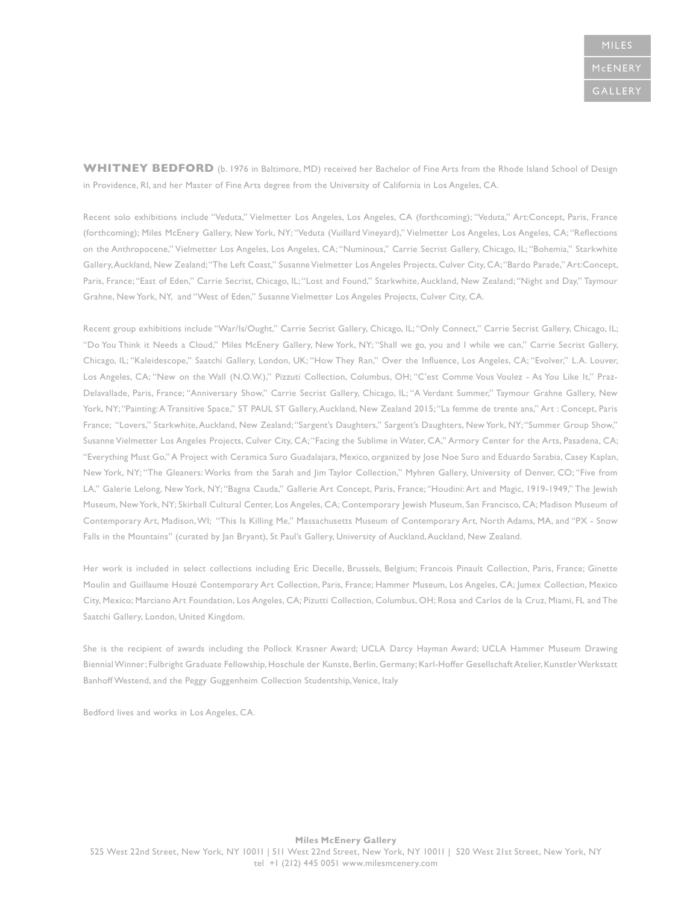MILES
McENERY
GALLERY

**WHITNEY BEDFORD** (b. 1976 in Baltimore, MD) received her Bachelor of Fine Arts from the Rhode Island School of Design in Providence, RI, and her Master of Fine Arts degree from the University of California in Los Angeles, CA.

Recent solo exhibitions include "Veduta," Vielmetter Los Angeles, Los Angeles, CA (forthcoming); "Veduta," Art:Concept, Paris, France (forthcoming); Miles McEnery Gallery, New York, NY; "Veduta (Vuillard Vineyard)," Vielmetter Los Angeles, Los Angeles, CA; "Reflections on the Anthropocene," Vielmetter Los Angeles, Los Angeles, CA; "Numinous," Carrie Secrist Gallery, Chicago, IL; "Bohemia," Starkwhite Gallery, Auckland, New Zealand; "The Left Coast," Susanne Vielmetter Los Angeles Projects, Culver City, CA; "Bardo Parade," Art:Concept, Paris, France; "East of Eden," Carrie Secrist, Chicago, IL; "Lost and Found," Starkwhite, Auckland, New Zealand; "Night and Day," Taymour Grahne, New York, NY, and "West of Eden," Susanne Vielmetter Los Angeles Projects, Culver City, CA.

Recent group exhibitions include "War/Is/Ought," Carrie Secrist Gallery, Chicago, IL; "Only Connect," Carrie Secrist Gallery, Chicago, IL; "Do You Think it Needs a Cloud," Miles McEnery Gallery, New York, NY; "Shall we go, you and I while we can," Carrie Secrist Gallery, Chicago, IL; "Kaleidescope," Saatchi Gallery, London, UK; "How They Ran," Over the Influence, Los Angeles, CA; "Evolver," L.A. Louver, Los Angeles, CA; "New on the Wall (N.O.W.)," Pizzuti Collection, Columbus, OH; "C'est Comme Vous Voulez - As You Like It," Praz-Delavallade, Paris, France; "Anniversary Show," Carrie Secrist Gallery, Chicago, IL; "A Verdant Summer," Taymour Grahne Gallery, New York, NY; "Painting: A Transitive Space," ST PAUL ST Gallery, Auckland, New Zealand 2015; "La femme de trente ans," Art : Concept, Paris France; "Lovers," Starkwhite, Auckland, New Zealand; "Sargent's Daughters," Sargent's Daughters, New York, NY; "Summer Group Show," Susanne Vielmetter Los Angeles Projects, Culver City, CA; "Facing the Sublime in Water, CA," Armory Center for the Arts, Pasadena, CA; "Everything Must Go," A Project with Ceramica Suro Guadalajara, Mexico, organized by Jose Noe Suro and Eduardo Sarabia, Casey Kaplan, New York, NY; "The Gleaners: Works from the Sarah and Jim Taylor Collection," Myhren Gallery, University of Denver, CO; "Five from LA," Galerie Lelong, New York, NY; "Bagna Cauda," Gallerie Art Concept, Paris, France; "Houdini: Art and Magic, 1919-1949," The Jewish Museum, New York, NY; Skirball Cultural Center, Los Angeles, CA; Contemporary Jewish Museum, San Francisco, CA; Madison Museum of Contemporary Art, Madison, WI; "This Is Killing Me," Massachusetts Museum of Contemporary Art, North Adams, MA, and "PX - Snow Falls in the Mountains" (curated by Jan Bryant), St Paul's Gallery, University of Auckland, Auckland, New Zealand.

Her work is included in select collections including Eric Decelle, Brussels, Belgium; Francois Pinault Collection, Paris, France; Ginette Moulin and Guillaume Houzé Contemporary Art Collection, Paris, France; Hammer Museum, Los Angeles, CA; Jumex Collection, Mexico City, Mexico; Marciano Art Foundation, Los Angeles, CA; Pizutti Collection, Columbus, OH; Rosa and Carlos de la Cruz, Miami, FL and The Saatchi Gallery, London, United Kingdom.

She is the recipient of awards including the Pollock Krasner Award; UCLA Darcy Hayman Award; UCLA Hammer Museum Drawing Biennial Winner; Fulbright Graduate Fellowship, Hoschule der Kunste, Berlin, Germany; Karl-Hoffer Gesellschaft Atelier, Kunstler Werkstatt Banhoff Westend, and the Peggy Guggenheim Collection Studentship, Venice, Italy

Bedford lives and works in Los Angeles, CA.

**Miles McEnery Gallery**
525 West 22nd Street, New York, NY 10011 | 511 West 22nd Street, New York, NY 10011 | 520 West 21st Street, New York, NY
tel +1 (212) 445 0051 www.milesmcenery.com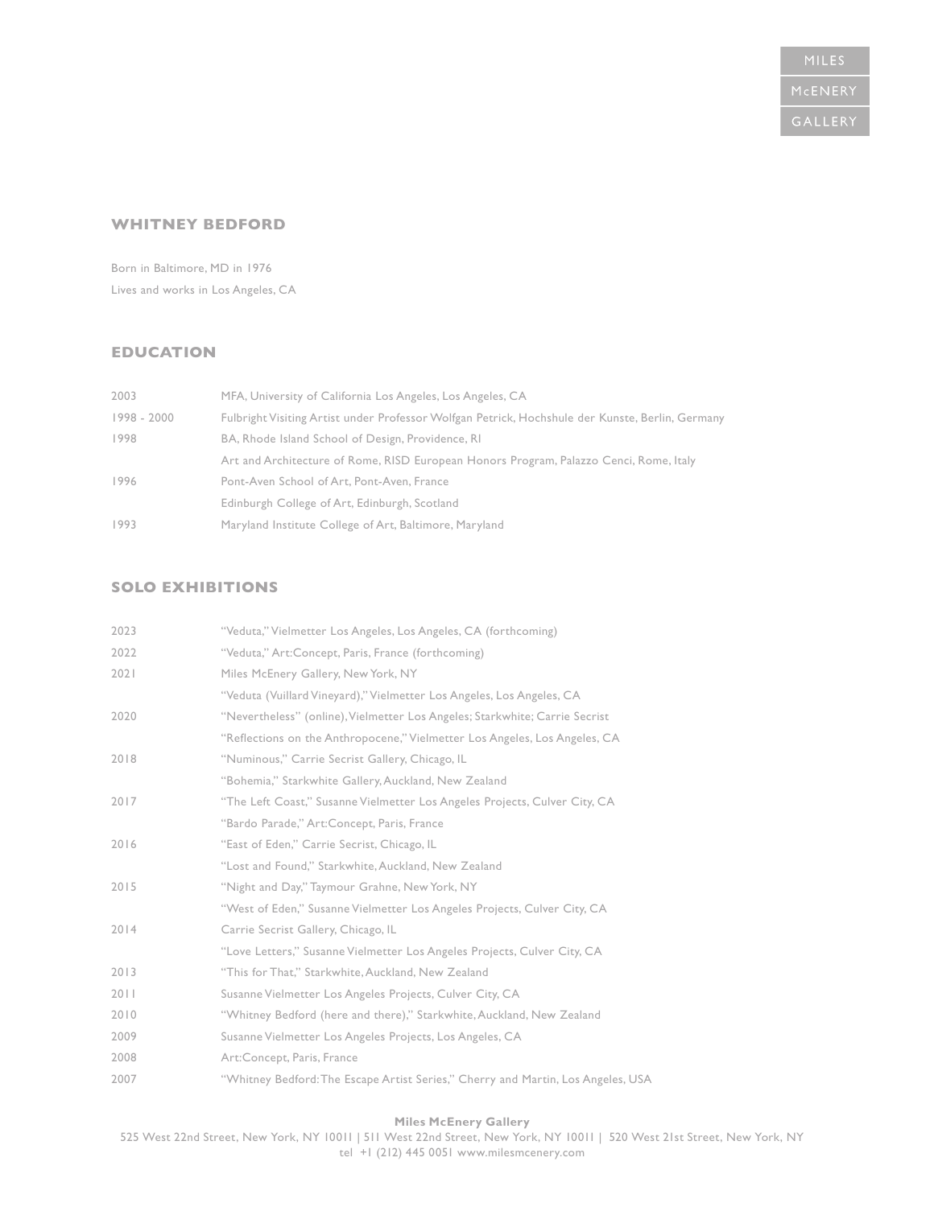MILES
McENERY
GALLERY

## WHITNEY BEDFORD

Born in Baltimore, MD in 1976
Lives and works in Los Angeles, CA

## EDUCATION

| | |
|---|---|
| 2003 | MFA, University of California Los Angeles, Los Angeles, CA |
| 1998 - 2000 | Fulbright Visiting Artist under Professor Wolfgan Petrick, Hochshule der Kunste, Berlin, Germany |
| 1998 | BA, Rhode Island School of Design, Providence, RI |
| | Art and Architecture of Rome, RISD European Honors Program, Palazzo Cenci, Rome, Italy |
| 1996 | Pont-Aven School of Art, Pont-Aven, France |
| | Edinburgh College of Art, Edinburgh, Scotland |
| 1993 | Maryland Institute College of Art, Baltimore, Maryland |

## SOLO EXHIBITIONS

| | |
|---|---|
| 2023 | "Veduta," Vielmetter Los Angeles, Los Angeles, CA (forthcoming) |
| 2022 | "Veduta," Art:Concept, Paris, France (forthcoming) |
| 2021 | Miles McEnery Gallery, New York, NY |
| | "Veduta (Vuillard Vineyard)," Vielmetter Los Angeles, Los Angeles, CA |
| 2020 | "Nevertheless" (online), Vielmetter Los Angeles; Starkwhite; Carrie Secrist |
| | "Reflections on the Anthropocene," Vielmetter Los Angeles, Los Angeles, CA |
| 2018 | "Numinous," Carrie Secrist Gallery, Chicago, IL |
| | "Bohemia," Starkwhite Gallery, Auckland, New Zealand |
| 2017 | "The Left Coast," Susanne Vielmetter Los Angeles Projects, Culver City, CA |
| | "Bardo Parade," Art:Concept, Paris, France |
| 2016 | "East of Eden," Carrie Secrist, Chicago, IL |
| | "Lost and Found," Starkwhite, Auckland, New Zealand |
| 2015 | "Night and Day," Taymour Grahne, New York, NY |
| | "West of Eden," Susanne Vielmetter Los Angeles Projects, Culver City, CA |
| 2014 | Carrie Secrist Gallery, Chicago, IL |
| | "Love Letters," Susanne Vielmetter Los Angeles Projects, Culver City, CA |
| 2013 | "This for That," Starkwhite, Auckland, New Zealand |
| 2011 | Susanne Vielmetter Los Angeles Projects, Culver City, CA |
| 2010 | "Whitney Bedford (here and there)," Starkwhite, Auckland, New Zealand |
| 2009 | Susanne Vielmetter Los Angeles Projects, Los Angeles, CA |
| 2008 | Art:Concept, Paris, France |
| 2007 | "Whitney Bedford: The Escape Artist Series," Cherry and Martin, Los Angeles, USA |

**Miles McEnery Gallery**
525 West 22nd Street, New York, NY 10011 | 511 West 22nd Street, New York, NY 10011 | 520 West 21st Street, New York, NY
tel +1 (212) 445 0051 www.milesmcenery.com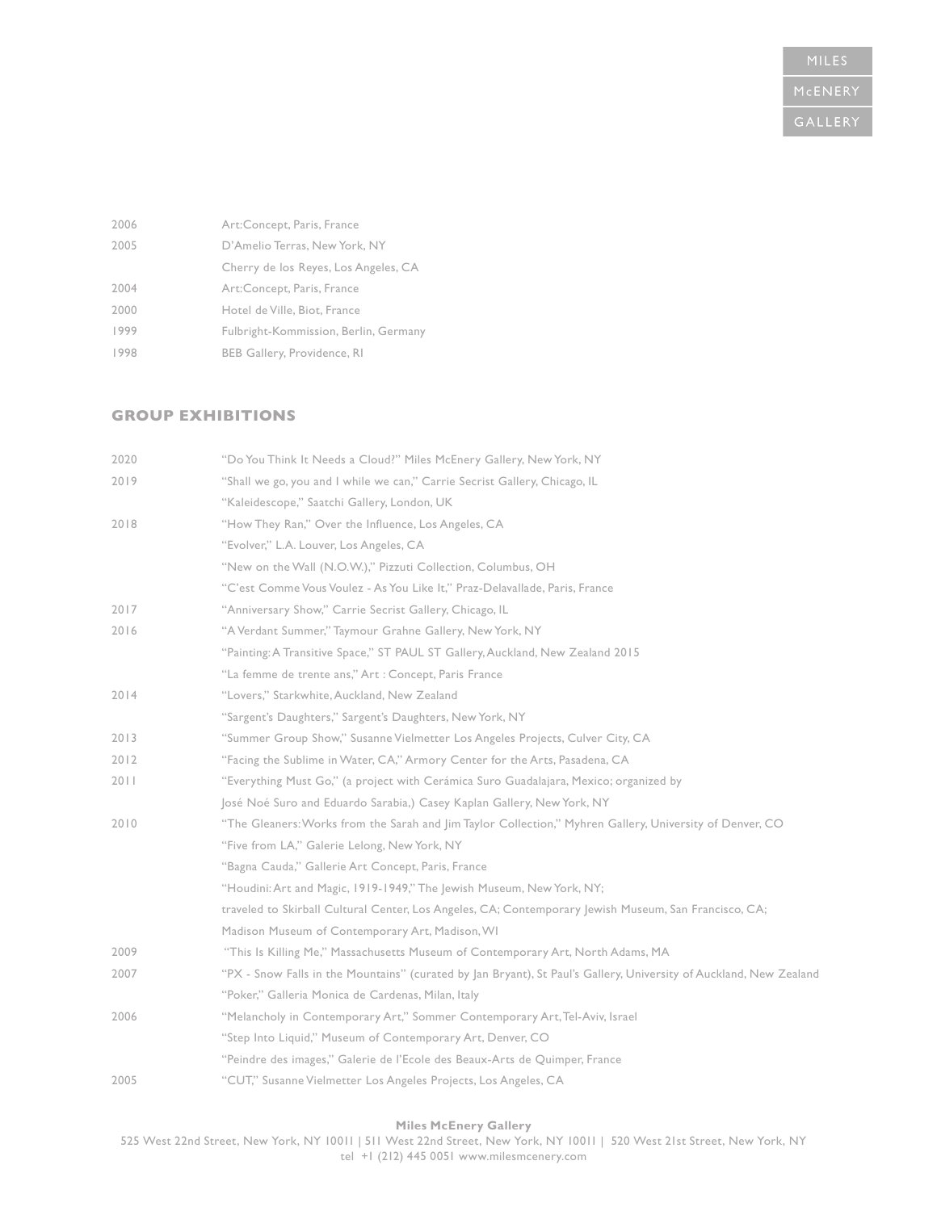| | |
|---|---|
| 2006 | Art:Concept, Paris, France |
| 2005 | D'Amelio Terras, New York, NY |
| | Cherry de los Reyes, Los Angeles, CA |
| 2004 | Art:Concept, Paris, France |
| 2000 | Hotel de Ville, Biot, France |
| 1999 | Fulbright-Kommission, Berlin, Germany |
| 1998 | BEB Gallery, Providence, RI |

## GROUP EXHIBITIONS

| | |
|---|---|
| 2020 | "Do You Think It Needs a Cloud?" Miles McEnery Gallery, New York, NY |
| 2019 | "Shall we go, you and I while we can," Carrie Secrist Gallery, Chicago, IL |
| | "Kaleidescope," Saatchi Gallery, London, UK |
| 2018 | "How They Ran," Over the Influence, Los Angeles, CA |
| | "Evolver," L.A. Louver, Los Angeles, CA |
| | "New on the Wall (N.O.W.)," Pizzuti Collection, Columbus, OH |
| | "C'est Comme Vous Voulez - As You Like It," Praz-Delavallade, Paris, France |
| 2017 | "Anniversary Show," Carrie Secrist Gallery, Chicago, IL |
| 2016 | "A Verdant Summer," Taymour Grahne Gallery, New York, NY |
| | "Painting: A Transitive Space," ST PAUL ST Gallery, Auckland, New Zealand 2015 |
| | "La femme de trente ans," Art : Concept, Paris France |
| 2014 | "Lovers," Starkwhite, Auckland, New Zealand |
| | "Sargent's Daughters," Sargent's Daughters, New York, NY |
| 2013 | "Summer Group Show," Susanne Vielmetter Los Angeles Projects, Culver City, CA |
| 2012 | "Facing the Sublime in Water, CA," Armory Center for the Arts, Pasadena, CA |
| 2011 | "Everything Must Go," (a project with Cerámica Suro Guadalajara, Mexico; organized by José Noé Suro and Eduardo Sarabia,) Casey Kaplan Gallery, New York, NY |
| 2010 | "The Gleaners: Works from the Sarah and Jim Taylor Collection," Myhren Gallery, University of Denver, CO |
| | "Five from LA," Galerie Lelong, New York, NY |
| | "Bagna Cauda," Gallerie Art Concept, Paris, France |
| | "Houdini: Art and Magic, 1919-1949," The Jewish Museum, New York, NY; traveled to Skirball Cultural Center, Los Angeles, CA; Contemporary Jewish Museum, San Francisco, CA; Madison Museum of Contemporary Art, Madison, WI |
| 2009 | "This Is Killing Me," Massachusetts Museum of Contemporary Art, North Adams, MA |
| 2007 | "PX - Snow Falls in the Mountains" (curated by Jan Bryant), St Paul's Gallery, University of Auckland, New Zealand |
| | "Poker," Galleria Monica de Cardenas, Milan, Italy |
| 2006 | "Melancholy in Contemporary Art," Sommer Contemporary Art, Tel-Aviv, Israel |
| | "Step Into Liquid," Museum of Contemporary Art, Denver, CO |
| | "Peindre des images," Galerie de l'Ecole des Beaux-Arts de Quimper, France |
| 2005 | "CUT," Susanne Vielmetter Los Angeles Projects, Los Angeles, CA |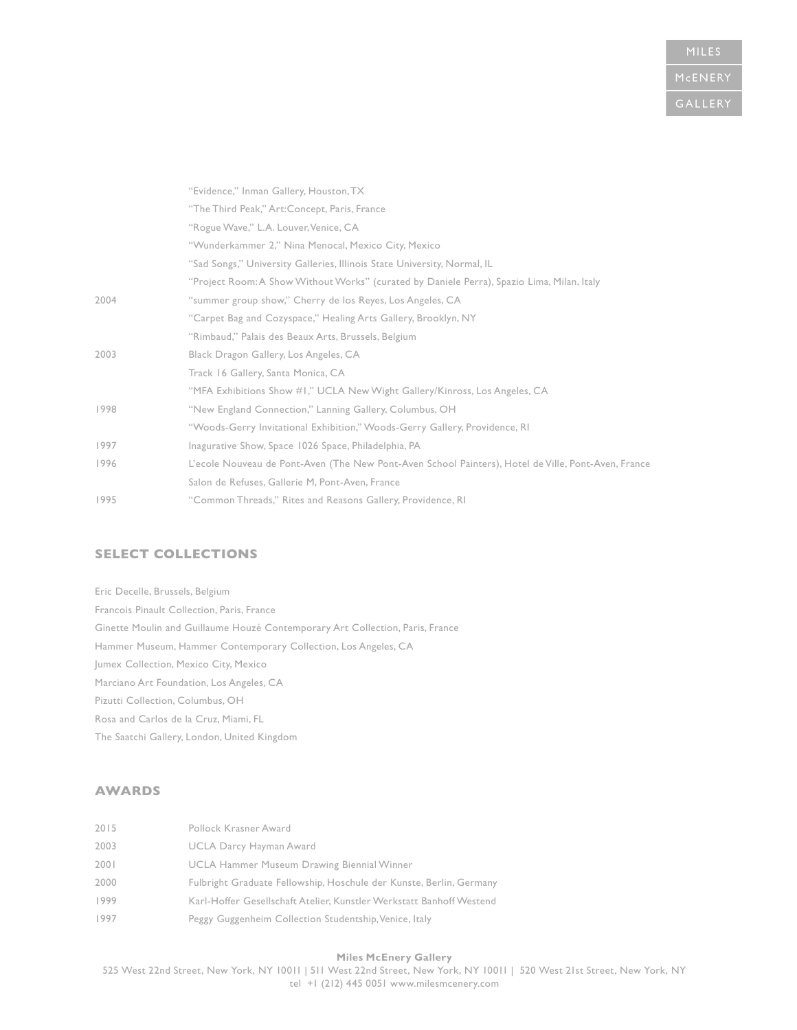| | |
|---|---|
| | "Evidence," Inman Gallery, Houston, TX |
| | "The Third Peak," Art:Concept, Paris, France |
| | "Rogue Wave," L.A. Louver, Venice, CA |
| | "Wunderkammer 2," Nina Menocal, Mexico City, Mexico |
| | "Sad Songs," University Galleries, Illinois State University, Normal, IL |
| | "Project Room: A Show Without Works" (curated by Daniele Perra), Spazio Lima, Milan, Italy |
| 2004 | "summer group show," Cherry de los Reyes, Los Angeles, CA |
| | "Carpet Bag and Cozyspace," Healing Arts Gallery, Brooklyn, NY |
| | "Rimbaud," Palais des Beaux Arts, Brussels, Belgium |
| 2003 | Black Dragon Gallery, Los Angeles, CA |
| | Track 16 Gallery, Santa Monica, CA |
| | "MFA Exhibitions Show #1," UCLA New Wight Gallery/Kinross, Los Angeles, CA |
| 1998 | "New England Connection," Lanning Gallery, Columbus, OH |
| | "Woods-Gerry Invitational Exhibition," Woods-Gerry Gallery, Providence, RI |
| 1997 | Inagurative Show, Space 1026 Space, Philadelphia, PA |
| 1996 | L'ecole Nouveau de Pont-Aven (The New Pont-Aven School Painters), Hotel de Ville, Pont-Aven, France |
| | Salon de Refuses, Gallerie M, Pont-Aven, France |
| 1995 | "Common Threads," Rites and Reasons Gallery, Providence, RI |

## SELECT COLLECTIONS

Eric Decelle, Brussels, Belgium

Francois Pinault Collection, Paris, France

Ginette Moulin and Guillaume Houzé Contemporary Art Collection, Paris, France

Hammer Museum, Hammer Contemporary Collection, Los Angeles, CA

Jumex Collection, Mexico City, Mexico

Marciano Art Foundation, Los Angeles, CA

Pizutti Collection, Columbus, OH

Rosa and Carlos de la Cruz, Miami, FL

The Saatchi Gallery, London, United Kingdom

## AWARDS

| | |
|---|---|
| 2015 | Pollock Krasner Award |
| 2003 | UCLA Darcy Hayman Award |
| 2001 | UCLA Hammer Museum Drawing Biennial Winner |
| 2000 | Fulbright Graduate Fellowship, Hoschule der Kunste, Berlin, Germany |
| 1999 | Karl-Hoffer Gesellschaft Atelier, Kunstler Werkstatt Banhoff Westend |
| 1997 | Peggy Guggenheim Collection Studentship, Venice, Italy |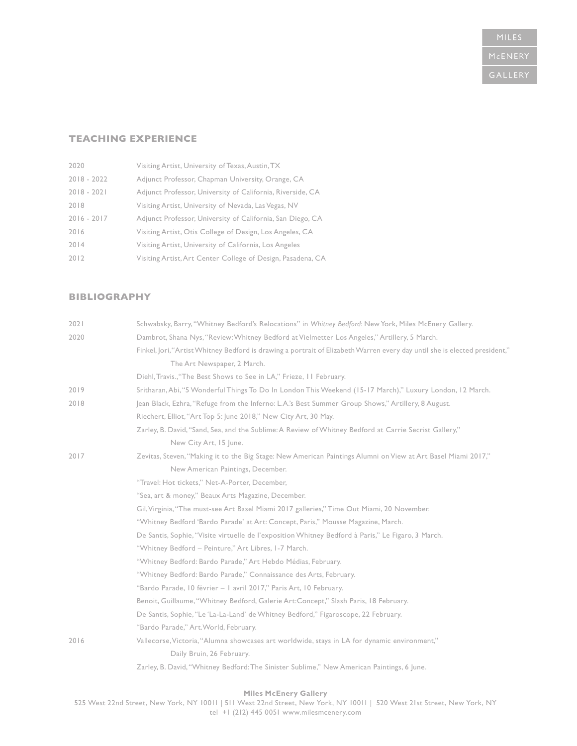## TEACHING EXPERIENCE

| | |
|---|---|
| 2020 | Visiting Artist, University of Texas, Austin, TX |
| 2018 - 2022 | Adjunct Professor, Chapman University, Orange, CA |
| 2018 - 2021 | Adjunct Professor, University of California, Riverside, CA |
| 2018 | Visiting Artist, University of Nevada, Las Vegas, NV |
| 2016 - 2017 | Adjunct Professor, University of California, San Diego, CA |
| 2016 | Visiting Artist, Otis College of Design, Los Angeles, CA |
| 2014 | Visiting Artist, University of California, Los Angeles |
| 2012 | Visiting Artist, Art Center College of Design, Pasadena, CA |

## BIBLIOGRAPHY

**2021**

Schwabsky, Barry, "Whitney Bedford's Relocations" in *Whitney Bedford*: New York, Miles McEnery Gallery.

**2020**

Dambrot, Shana Nys, "Review: Whitney Bedford at Vielmetter Los Angeles," Artillery, 5 March.

Finkel, Jori, "Artist Whitney Bedford is drawing a portrait of Elizabeth Warren every day until she is elected president," The Art Newspaper, 2 March.

Diehl, Travis., "The Best Shows to See in LA," Frieze, 11 February.

**2019**

Sritharan, Abi, "5 Wonderful Things To Do In London This Weekend (15-17 March)," Luxury London, 12 March.

**2018**

Jean Black, Ezhra, "Refuge from the Inferno: L.A.'s Best Summer Group Shows," Artillery, 8 August.

Riechert, Elliot, "Art Top 5: June 2018," New City Art, 30 May.

Zarley, B. David, "Sand, Sea, and the Sublime: A Review of Whitney Bedford at Carrie Secrist Gallery," New City Art, 15 June.

**2017**

Zevitas, Steven, "Making it to the Big Stage: New American Paintings Alumni on View at Art Basel Miami 2017," New American Paintings, December.

"Travel: Hot tickets," Net-A-Porter, December,

"Sea, art & money," Beaux Arts Magazine, December.

Gil, Virginia, "The must-see Art Basel Miami 2017 galleries," Time Out Miami, 20 November.

"Whitney Bedford 'Bardo Parade' at Art: Concept, Paris," Mousse Magazine, March.

De Santis, Sophie, "Visite virtuelle de l'exposition Whitney Bedford à Paris," Le Figaro, 3 March.

"Whitney Bedford – Peinture," Art Libres, 1-7 March.

"Whitney Bedford: Bardo Parade," Art Hebdo Médias, February.

"Whitney Bedford: Bardo Parade," Connaissance des Arts, February.

"Bardo Parade, 10 février – 1 avril 2017," Paris Art, 10 February.

Benoit, Guillaume, "Whitney Bedford, Galerie Art:Concept," Slash Paris, 18 February.

De Santis, Sophie, "Le 'La-La-Land' de Whitney Bedford," Figaroscope, 22 February.

"Bardo Parade," Art.World, February.

**2016**

Vallecorse, Victoria, "Alumna showcases art worldwide, stays in LA for dynamic environment," Daily Bruin, 26 February.

Zarley, B. David, "Whitney Bedford: The Sinister Sublime," New American Paintings, 6 June.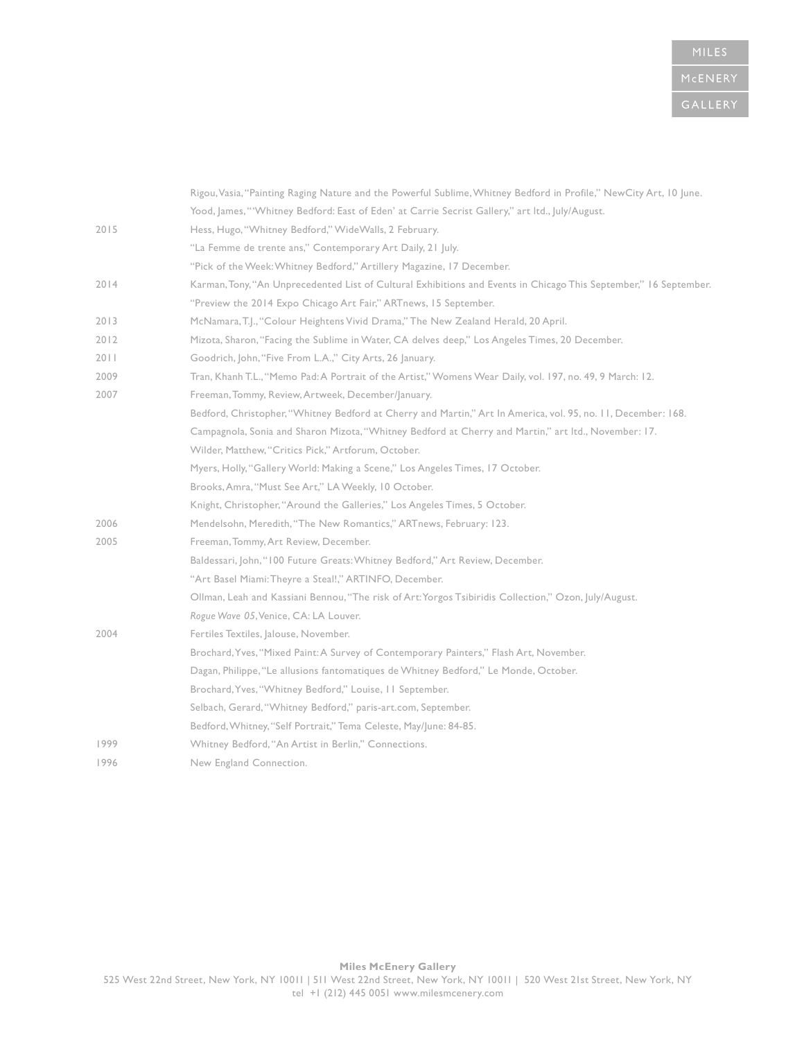| | |
|---|---|
| | Rigou, Vasia, "Painting Raging Nature and the Powerful Sublime, Whitney Bedford in Profile," NewCity Art, 10 June. |
| | Yood, James, "'Whitney Bedford: East of Eden' at Carrie Secrist Gallery," art ltd., July/August. |
| 2015 | Hess, Hugo, "Whitney Bedford," WideWalls, 2 February. |
| | "La Femme de trente ans," Contemporary Art Daily, 21 July. |
| | "Pick of the Week: Whitney Bedford," Artillery Magazine, 17 December. |
| 2014 | Karman, Tony, "An Unprecedented List of Cultural Exhibitions and Events in Chicago This September," 16 September. |
| | "Preview the 2014 Expo Chicago Art Fair," ARTnews, 15 September. |
| 2013 | McNamara, T.J., "Colour Heightens Vivid Drama," The New Zealand Herald, 20 April. |
| 2012 | Mizota, Sharon, "Facing the Sublime in Water, CA delves deep," Los Angeles Times, 20 December. |
| 2011 | Goodrich, John, "Five From L.A.," City Arts, 26 January. |
| 2009 | Tran, Khanh T.L., "Memo Pad: A Portrait of the Artist," Womens Wear Daily, vol. 197, no. 49, 9 March: 12. |
| 2007 | Freeman, Tommy, Review, Artweek, December/January. |
| | Bedford, Christopher, "Whitney Bedford at Cherry and Martin," Art In America, vol. 95, no. 11, December: 168. |
| | Campagnola, Sonia and Sharon Mizota, "Whitney Bedford at Cherry and Martin," art ltd., November: 17. |
| | Wilder, Matthew, "Critics Pick," Artforum, October. |
| | Myers, Holly, "Gallery World: Making a Scene," Los Angeles Times, 17 October. |
| | Brooks, Amra, "Must See Art," LA Weekly, 10 October. |
| | Knight, Christopher, "Around the Galleries," Los Angeles Times, 5 October. |
| 2006 | Mendelsohn, Meredith, "The New Romantics," ARTnews, February: 123. |
| 2005 | Freeman, Tommy, Art Review, December. |
| | Baldessari, John, "100 Future Greats: Whitney Bedford," Art Review, December. |
| | "Art Basel Miami: Theyre a Steal!," ARTINFO, December. |
| | Ollman, Leah and Kassiani Bennou, "The risk of Art: Yorgos Tsibiridis Collection," Ozon, July/August. |
| | *Rogue Wave 05*, Venice, CA: LA Louver. |
| 2004 | Fertiles Textiles, Jalouse, November. |
| | Brochard, Yves, "Mixed Paint: A Survey of Contemporary Painters," Flash Art, November. |
| | Dagan, Philippe, "Le allusions fantomatiques de Whitney Bedford," Le Monde, October. |
| | Brochard, Yves, "Whitney Bedford," Louise, 11 September. |
| | Selbach, Gerard, "Whitney Bedford," paris-art.com, September. |
| | Bedford, Whitney, "Self Portrait," Tema Celeste, May/June: 84-85. |
| 1999 | Whitney Bedford, "An Artist in Berlin," Connections. |
| 1996 | New England Connection. |